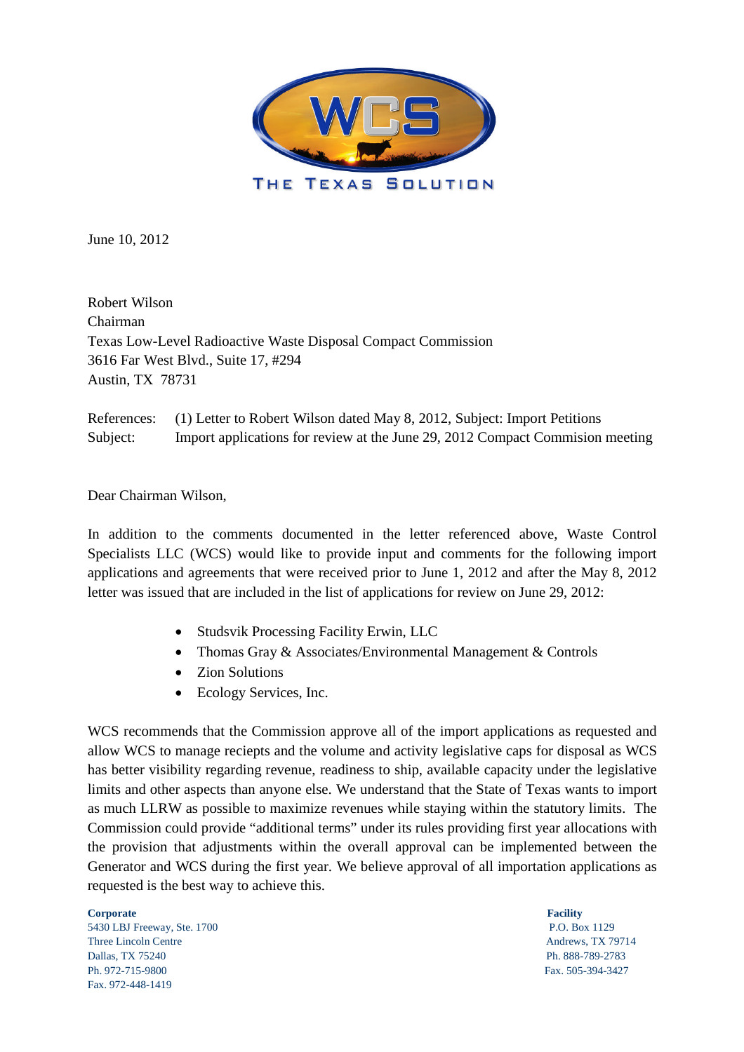WCS

THE TEXAS SOLUTION

June 10, 2012

Robert Wilson
Chairman
Texas Low-Level Radioactive Waste Disposal Compact Commission
3616 Far West Blvd., Suite 17, #294
Austin, TX 78731

References: (1) Letter to Robert Wilson dated May 8, 2012, Subject: Import Petitions
Subject: Import applications for review at the June 29, 2012 Compact Commision meeting

Dear Chairman Wilson,

In addition to the comments documented in the letter referenced above, Waste Control Specialists LLC (WCS) would like to provide input and comments for the following import applications and agreements that were received prior to June 1, 2012 and after the May 8, 2012 letter was issued that are included in the list of applications for review on June 29, 2012:

- Studsvik Processing Facility Erwin, LLC
- Thomas Gray & Associates/Environmental Management & Controls
- Zion Solutions
- Ecology Services, Inc.

WCS recommends that the Commission approve all of the import applications as requested and allow WCS to manage reciepts and the volume and activity legislative caps for disposal as WCS has better visibility regarding revenue, readiness to ship, available capacity under the legislative limits and other aspects than anyone else. We understand that the State of Texas wants to import as much LLRW as possible to maximize revenues while staying within the statutory limits. The Commission could provide "additional terms" under its rules providing first year allocations with the provision that adjustments within the overall approval can be implemented between the Generator and WCS during the first year. We believe approval of all importation applications as requested is the best way to achieve this.

**Corporate**
5430 LBJ Freeway, Ste. 1700
Three Lincoln Centre
Dallas, TX 75240
Ph. 972-715-9800
Fax. 972-448-1419

**Facility**
P.O. Box 1129
Andrews, TX 79714
Ph. 888-789-2783
Fax. 505-394-3427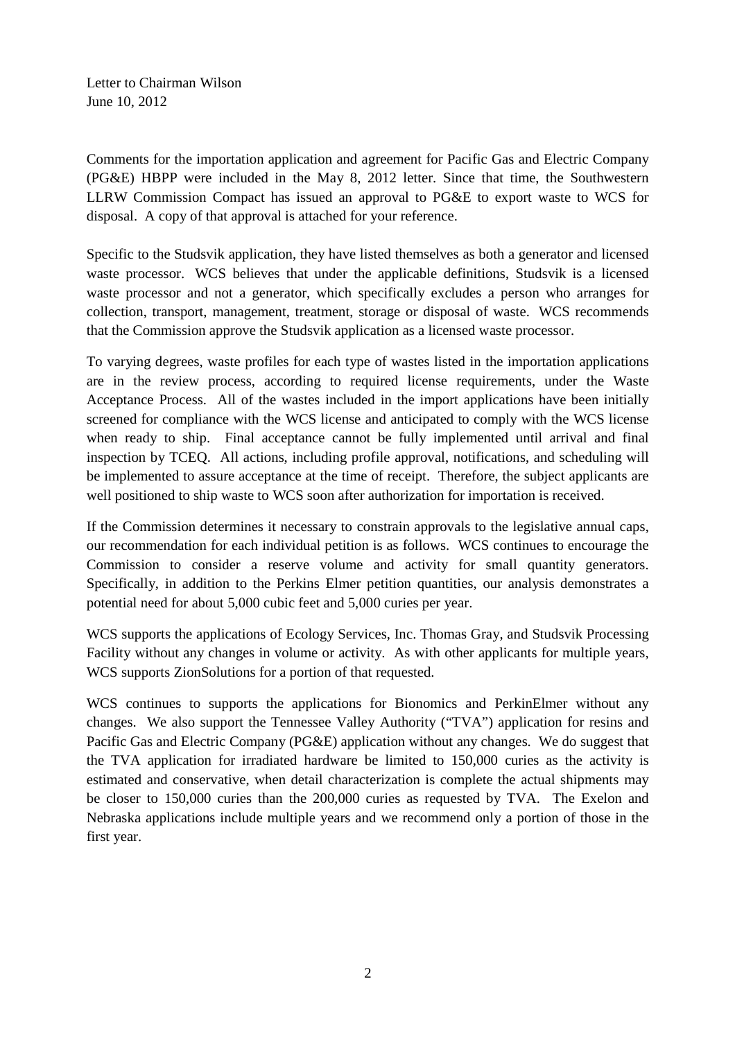Letter to Chairman Wilson
June 10, 2012

Comments for the importation application and agreement for Pacific Gas and Electric Company (PG&E) HBPP were included in the May 8, 2012 letter. Since that time, the Southwestern LLRW Commission Compact has issued an approval to PG&E to export waste to WCS for disposal. A copy of that approval is attached for your reference.

Specific to the Studsvik application, they have listed themselves as both a generator and licensed waste processor. WCS believes that under the applicable definitions, Studsvik is a licensed waste processor and not a generator, which specifically excludes a person who arranges for collection, transport, management, treatment, storage or disposal of waste. WCS recommends that the Commission approve the Studsvik application as a licensed waste processor.

To varying degrees, waste profiles for each type of wastes listed in the importation applications are in the review process, according to required license requirements, under the Waste Acceptance Process. All of the wastes included in the import applications have been initially screened for compliance with the WCS license and anticipated to comply with the WCS license when ready to ship. Final acceptance cannot be fully implemented until arrival and final inspection by TCEQ. All actions, including profile approval, notifications, and scheduling will be implemented to assure acceptance at the time of receipt. Therefore, the subject applicants are well positioned to ship waste to WCS soon after authorization for importation is received.

If the Commission determines it necessary to constrain approvals to the legislative annual caps, our recommendation for each individual petition is as follows. WCS continues to encourage the Commission to consider a reserve volume and activity for small quantity generators. Specifically, in addition to the Perkins Elmer petition quantities, our analysis demonstrates a potential need for about 5,000 cubic feet and 5,000 curies per year.

WCS supports the applications of Ecology Services, Inc. Thomas Gray, and Studsvik Processing Facility without any changes in volume or activity. As with other applicants for multiple years, WCS supports ZionSolutions for a portion of that requested.

WCS continues to supports the applications for Bionomics and PerkinElmer without any changes. We also support the Tennessee Valley Authority ("TVA") application for resins and Pacific Gas and Electric Company (PG&E) application without any changes. We do suggest that the TVA application for irradiated hardware be limited to 150,000 curies as the activity is estimated and conservative, when detail characterization is complete the actual shipments may be closer to 150,000 curies than the 200,000 curies as requested by TVA. The Exelon and Nebraska applications include multiple years and we recommend only a portion of those in the first year.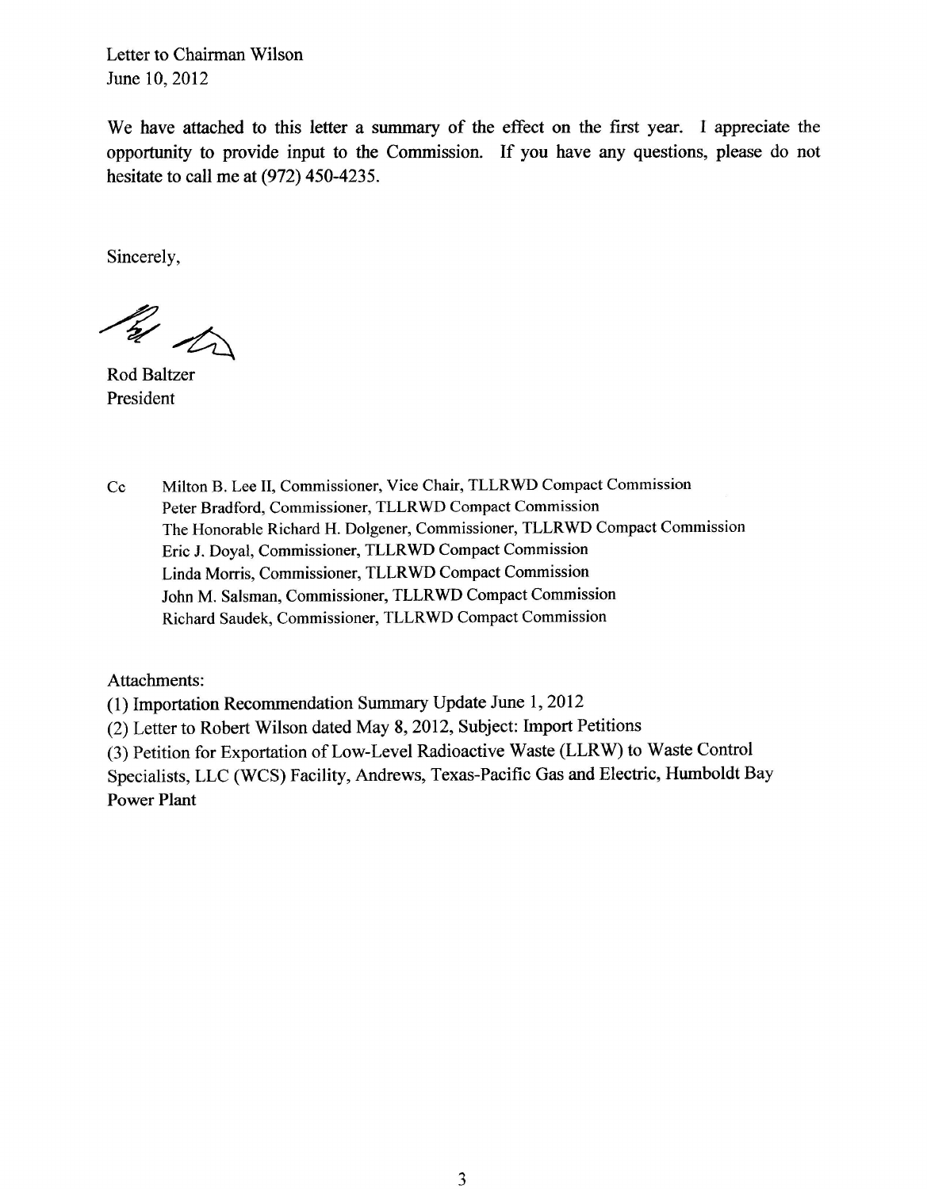Letter to Chairman Wilson
June 10, 2012

We have attached to this letter a summary of the effect on the first year. I appreciate the opportunity to provide input to the Commission. If you have any questions, please do not hesitate to call me at (972) 450-4235.

Sincerely,

Rod Baltzer
President

Cc Milton B. Lee II, Commissioner, Vice Chair, TLLRWD Compact Commission
Peter Bradford, Commissioner, TLLRWD Compact Commission
The Honorable Richard H. Dolgener, Commissioner, TLLRWD Compact Commission
Eric J. Doyal, Commissioner, TLLRWD Compact Commission
Linda Morris, Commissioner, TLLRWD Compact Commission
John M. Salsman, Commissioner, TLLRWD Compact Commission
Richard Saudek, Commissioner, TLLRWD Compact Commission

Attachments:

(1) Importation Recommendation Summary Update June 1, 2012

(2) Letter to Robert Wilson dated May 8, 2012, Subject: Import Petitions

(3) Petition for Exportation of Low-Level Radioactive Waste (LLRW) to Waste Control Specialists, LLC (WCS) Facility, Andrews, Texas-Pacific Gas and Electric, Humboldt Bay Power Plant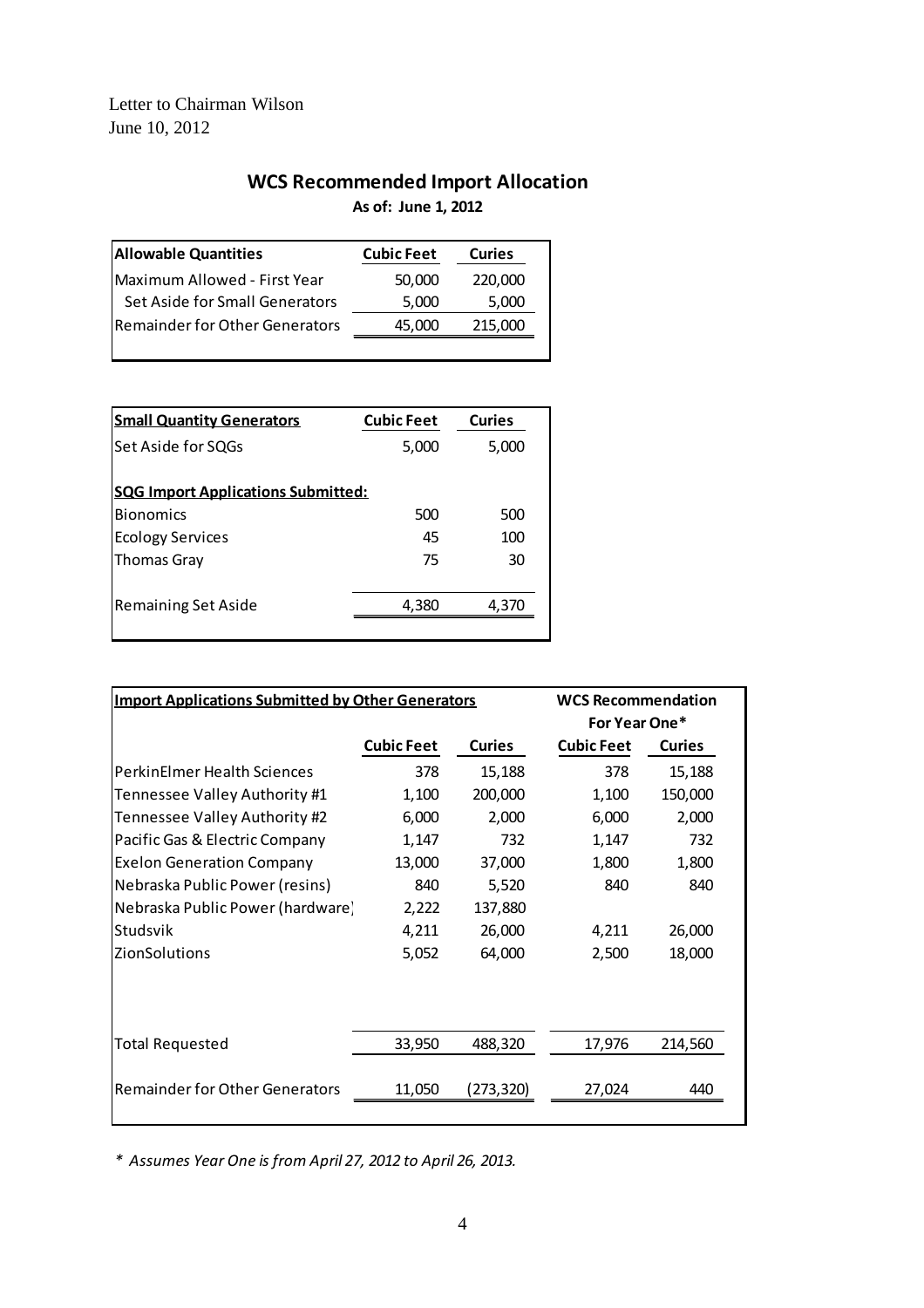Letter to Chairman Wilson
June 10, 2012

## WCS Recommended Import Allocation

**As of: June 1, 2012**

| Allowable Quantities | Cubic Feet | Curies |
|---|---|---|
| Maximum Allowed - First Year | 50,000 | 220,000 |
| Set Aside for Small Generators | 5,000 | 5,000 |
| Remainder for Other Generators | 45,000 | 215,000 |

| Small Quantity Generators | Cubic Feet | Curies |
|---|---|---|
| Set Aside for SQGs | 5,000 | 5,000 |
| **SQG Import Applications Submitted:** | | |
| Bionomics | 500 | 500 |
| Ecology Services | 45 | 100 |
| Thomas Gray | 75 | 30 |
| Remaining Set Aside | 4,380 | 4,370 |

| Import Applications Submitted by Other Generators | | | WCS Recommendation For Year One* | |
|---|---|---|---|---|
| | Cubic Feet | Curies | Cubic Feet | Curies |
| PerkinElmer Health Sciences | 378 | 15,188 | 378 | 15,188 |
| Tennessee Valley Authority #1 | 1,100 | 200,000 | 1,100 | 150,000 |
| Tennessee Valley Authority #2 | 6,000 | 2,000 | 6,000 | 2,000 |
| Pacific Gas & Electric Company | 1,147 | 732 | 1,147 | 732 |
| Exelon Generation Company | 13,000 | 37,000 | 1,800 | 1,800 |
| Nebraska Public Power (resins) | 840 | 5,520 | 840 | 840 |
| Nebraska Public Power (hardware) | 2,222 | 137,880 | | |
| Studsvik | 4,211 | 26,000 | 4,211 | 26,000 |
| ZionSolutions | 5,052 | 64,000 | 2,500 | 18,000 |
| Total Requested | 33,950 | 488,320 | 17,976 | 214,560 |
| Remainder for Other Generators | 11,050 | (273,320) | 27,024 | 440 |

*\* Assumes Year One is from April 27, 2012 to April 26, 2013.*